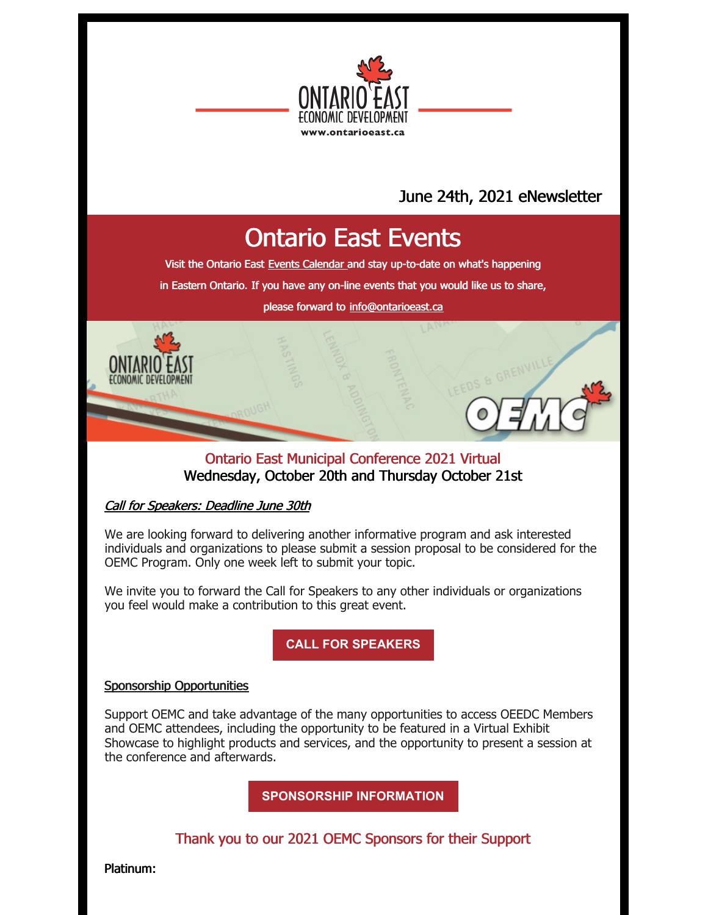June 24th, 2021 eNewsletter

# Ontario East Events

Visit the Ontario East Events Calendar and stay up-to-date on what's happening in Eastern Ontario. If you have any on-line events that you would like us to share, please forward to info@ontarioeast.ca

## Ontario East Municipal Conference 2021 Virtual

**Wednesday, October 20th and Thursday October 21st**

*Call for Speakers: Deadline June 30th*

We are looking forward to delivering another informative program and ask interested individuals and organizations to please submit a session proposal to be considered for the OEMC Program. Only one week left to submit your topic.

We invite you to forward the Call for Speakers to any other individuals or organizations you feel would make a contribution to this great event.

**CALL FOR SPEAKERS**

Sponsorship Opportunities

Support OEMC and take advantage of the many opportunities to access OEEDC Members and OEMC attendees, including the opportunity to be featured in a Virtual Exhibit Showcase to highlight products and services, and the opportunity to present a session at the conference and afterwards.

**SPONSORSHIP INFORMATION**

## Thank you to our 2021 OEMC Sponsors for their Support

**Platinum:**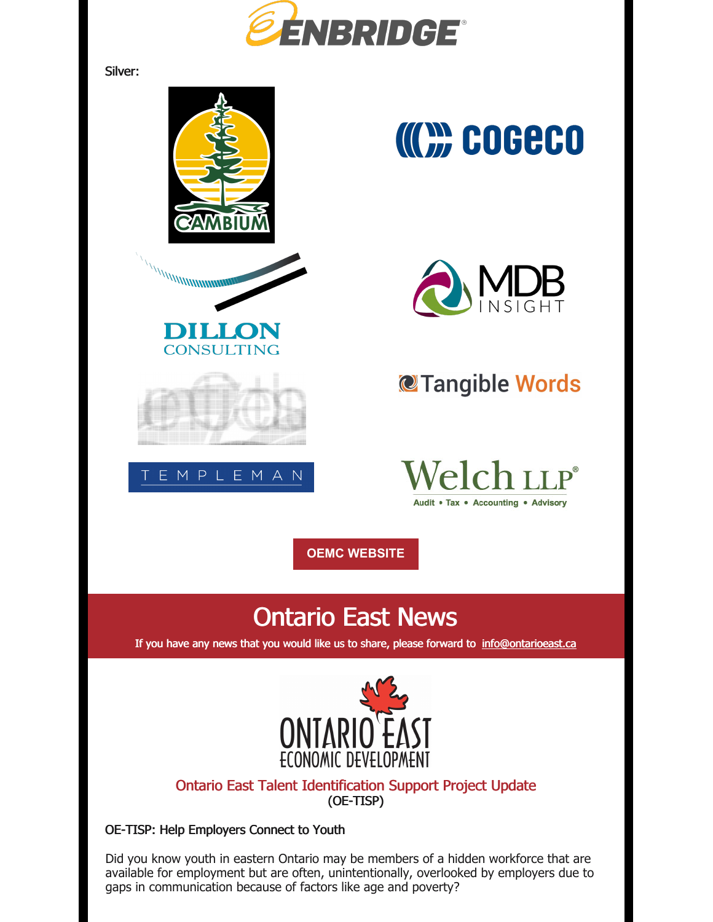Silver:

OEMC WEBSITE

# Ontario East News

If you have any news that you would like us to share, please forward to info@ontarioeast.ca

## Ontario East Talent Identification Support Project Update

(OE-TISP)

OE-TISP: Help Employers Connect to Youth

Did you know youth in eastern Ontario may be members of a hidden workforce that are available for employment but are often, unintentionally, overlooked by employers due to gaps in communication because of factors like age and poverty?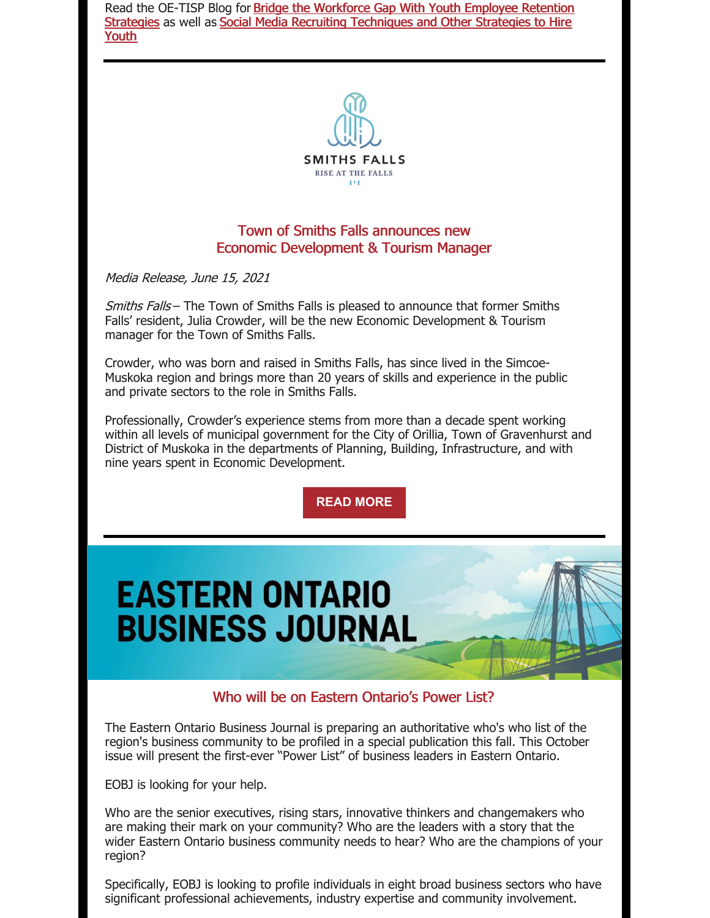Read the OE-TISP Blog for [Bridge the Workforce Gap With Youth Employee Retention Strategies]() as well as [Social Media Recruiting Techniques and Other Strategies to Hire Youth]()

---

SMITHS FALLS

RISE AT THE FALLS

## Town of Smiths Falls announces new Economic Development & Tourism Manager

*Media Release, June 15, 2021*

*Smiths Falls* – The Town of Smiths Falls is pleased to announce that former Smiths Falls' resident, Julia Crowder, will be the new Economic Development & Tourism manager for the Town of Smiths Falls.

Crowder, who was born and raised in Smiths Falls, has since lived in the Simcoe-Muskoka region and brings more than 20 years of skills and experience in the public and private sectors to the role in Smiths Falls.

Professionally, Crowder's experience stems from more than a decade spent working within all levels of municipal government for the City of Orillia, Town of Gravenhurst and District of Muskoka in the departments of Planning, Building, Infrastructure, and with nine years spent in Economic Development.

**READ MORE**

---

EASTERN ONTARIO BUSINESS JOURNAL

## Who will be on Eastern Ontario's Power List?

The Eastern Ontario Business Journal is preparing an authoritative who's who list of the region's business community to be profiled in a special publication this fall. This October issue will present the first-ever "Power List" of business leaders in Eastern Ontario.

EOBJ is looking for your help.

Who are the senior executives, rising stars, innovative thinkers and changemakers who are making their mark on your community? Who are the leaders with a story that the wider Eastern Ontario business community needs to hear? Who are the champions of your region?

Specifically, EOBJ is looking to profile individuals in eight broad business sectors who have significant professional achievements, industry expertise and community involvement.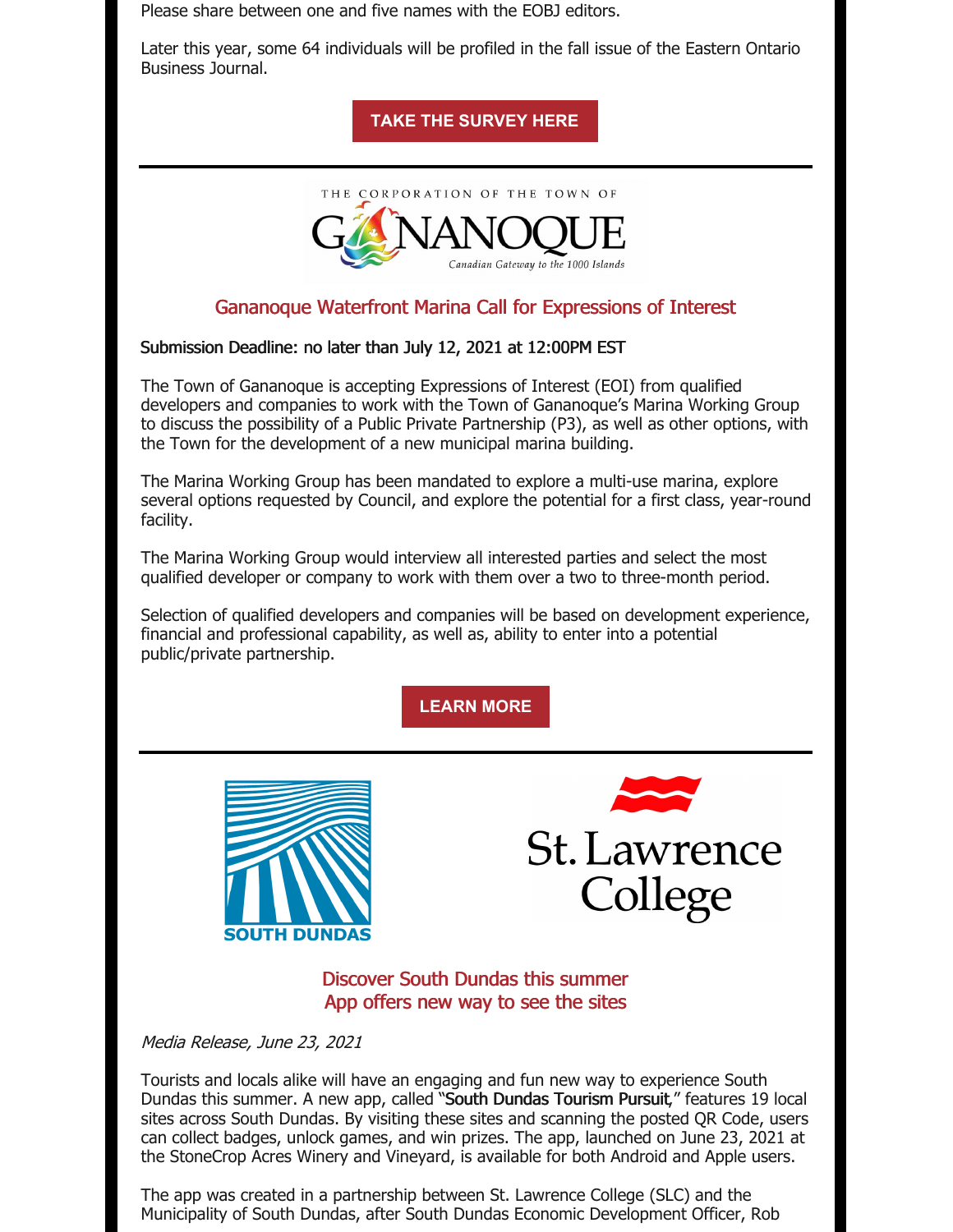Please share between one and five names with the EOBJ editors.

Later this year, some 64 individuals will be profiled in the fall issue of the Eastern Ontario Business Journal.

**TAKE THE SURVEY HERE**

---

## Gananoque Waterfront Marina Call for Expressions of Interest

Submission Deadline: no later than July 12, 2021 at 12:00PM EST

The Town of Gananoque is accepting Expressions of Interest (EOI) from qualified developers and companies to work with the Town of Gananoque's Marina Working Group to discuss the possibility of a Public Private Partnership (P3), as well as other options, with the Town for the development of a new municipal marina building.

The Marina Working Group has been mandated to explore a multi-use marina, explore several options requested by Council, and explore the potential for a first class, year-round facility.

The Marina Working Group would interview all interested parties and select the most qualified developer or company to work with them over a two to three-month period.

Selection of qualified developers and companies will be based on development experience, financial and professional capability, as well as, ability to enter into a potential public/private partnership.

**LEARN MORE**

---

## Discover South Dundas this summer
## App offers new way to see the sites

*Media Release, June 23, 2021*

Tourists and locals alike will have an engaging and fun new way to experience South Dundas this summer. A new app, called "**South Dundas Tourism Pursuit**," features 19 local sites across South Dundas. By visiting these sites and scanning the posted QR Code, users can collect badges, unlock games, and win prizes. The app, launched on June 23, 2021 at the StoneCrop Acres Winery and Vineyard, is available for both Android and Apple users.

The app was created in a partnership between St. Lawrence College (SLC) and the Municipality of South Dundas, after South Dundas Economic Development Officer, Rob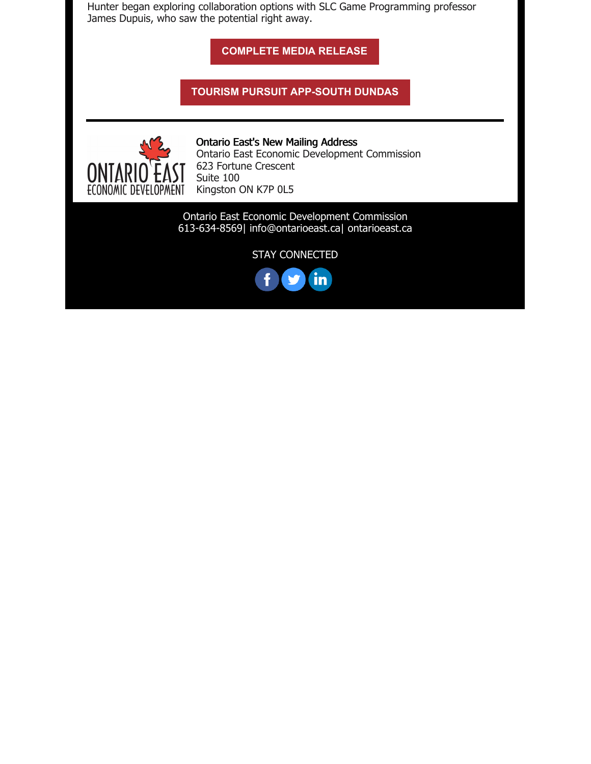Hunter began exploring collaboration options with SLC Game Programming professor James Dupuis, who saw the potential right away.

**COMPLETE MEDIA RELEASE**

**TOURISM PURSUIT APP-SOUTH DUNDAS**

---

ONTARIO EAST
ECONOMIC DEVELOPMENT

**Ontario East's New Mailing Address**
Ontario East Economic Development Commission
623 Fortune Crescent
Suite 100
Kingston ON K7P 0L5

Ontario East Economic Development Commission
613-634-8569| info@ontarioeast.ca| ontarioeast.ca

STAY CONNECTED